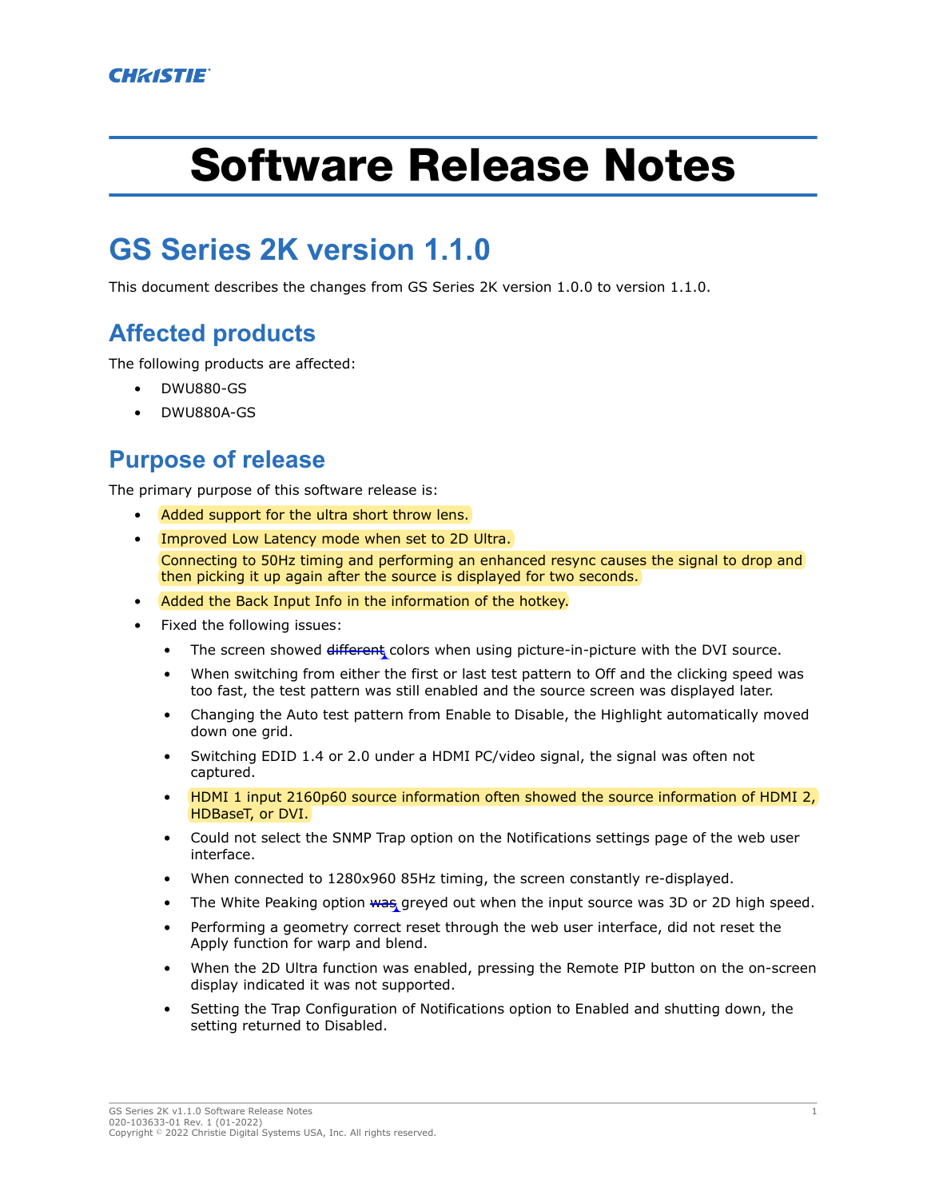# Software Release Notes

## GS Series 2K version 1.1.0

This document describes the changes from GS Series 2K version 1.0.0 to version 1.1.0.

### Affected products

The following products are affected:

- DWU880-GS
- DWU880A-GS

### Purpose of release

The primary purpose of this software release is:

- Added support for the ultra short throw lens.
- Improved Low Latency mode when set to 2D Ultra.
  Connecting to 50Hz timing and performing an enhanced resync causes the signal to drop and then picking it up again after the source is displayed for two seconds.
- Added the Back Input Info in the information of the hotkey.
- Fixed the following issues:
  - The screen showed ~~different~~ colors when using picture-in-picture with the DVI source.
  - When switching from either the first or last test pattern to Off and the clicking speed was too fast, the test pattern was still enabled and the source screen was displayed later.
  - Changing the Auto test pattern from Enable to Disable, the Highlight automatically moved down one grid.
  - Switching EDID 1.4 or 2.0 under a HDMI PC/video signal, the signal was often not captured.
  - HDMI 1 input 2160p60 source information often showed the source information of HDMI 2, HDBaseT, or DVI.
  - Could not select the SNMP Trap option on the Notifications settings page of the web user interface.
  - When connected to 1280x960 85Hz timing, the screen constantly re-displayed.
  - The White Peaking option ~~was~~ greyed out when the input source was 3D or 2D high speed.
  - Performing a geometry correct reset through the web user interface, did not reset the Apply function for warp and blend.
  - When the 2D Ultra function was enabled, pressing the Remote PIP button on the on-screen display indicated it was not supported.
  - Setting the Trap Configuration of Notifications option to Enabled and shutting down, the setting returned to Disabled.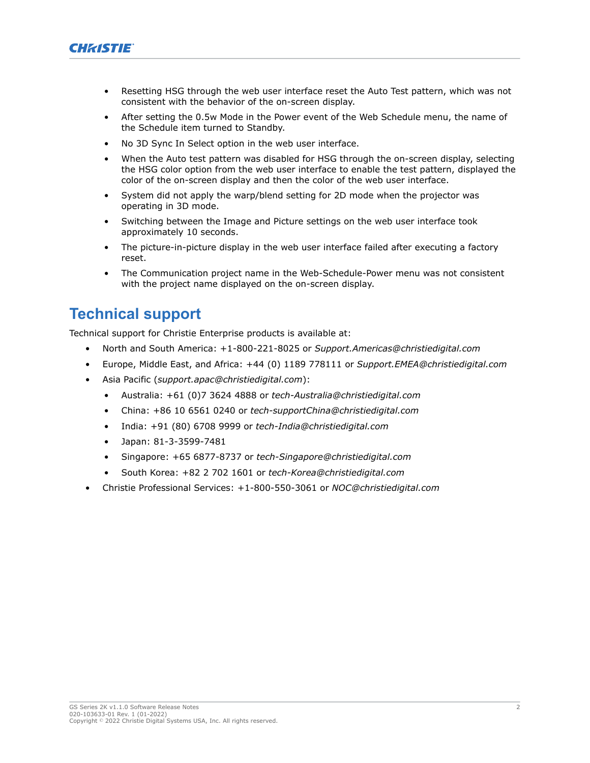- Resetting HSG through the web user interface reset the Auto Test pattern, which was not consistent with the behavior of the on-screen display.
- After setting the 0.5w Mode in the Power event of the Web Schedule menu, the name of the Schedule item turned to Standby.
- No 3D Sync In Select option in the web user interface.
- When the Auto test pattern was disabled for HSG through the on-screen display, selecting the HSG color option from the web user interface to enable the test pattern, displayed the color of the on-screen display and then the color of the web user interface.
- System did not apply the warp/blend setting for 2D mode when the projector was operating in 3D mode.
- Switching between the Image and Picture settings on the web user interface took approximately 10 seconds.
- The picture-in-picture display in the web user interface failed after executing a factory reset.
- The Communication project name in the Web-Schedule-Power menu was not consistent with the project name displayed on the on-screen display.

## Technical support

Technical support for Christie Enterprise products is available at:

- North and South America: +1-800-221-8025 or *Support.Americas@christiedigital.com*
- Europe, Middle East, and Africa: +44 (0) 1189 778111 or *Support.EMEA@christiedigital.com*
- Asia Pacific (*support.apac@christiedigital.com*):
  - Australia: +61 (0)7 3624 4888 or *tech-Australia@christiedigital.com*
  - China: +86 10 6561 0240 or *tech-supportChina@christiedigital.com*
  - India: +91 (80) 6708 9999 or *tech-India@christiedigital.com*
  - Japan: 81-3-3599-7481
  - Singapore: +65 6877-8737 or *tech-Singapore@christiedigital.com*
  - South Korea: +82 2 702 1601 or *tech-Korea@christiedigital.com*
- Christie Professional Services: +1-800-550-3061 or *NOC@christiedigital.com*